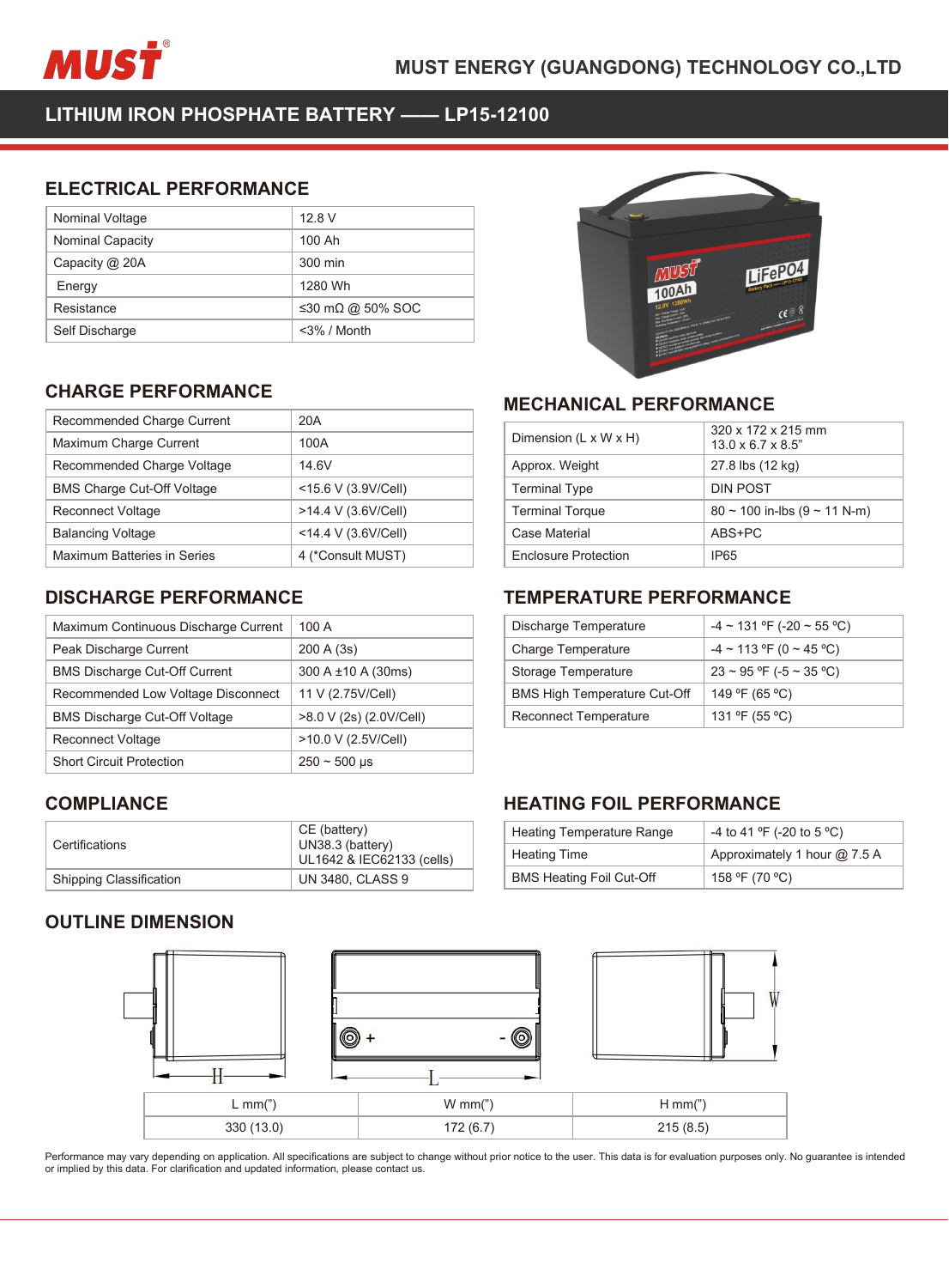# MUST ENERGY (GUANGDONG) TECHNOLOGY CO.,LTD

## LITHIUM IRON PHOSPHATE BATTERY —— LP15-12100

### ELECTRICAL PERFORMANCE

| | |
|---|---|
| Nominal Voltage | 12.8 V |
| Nominal Capacity | 100 Ah |
| Capacity @ 20A | 300 min |
| Energy | 1280 Wh |
| Resistance | ≤30 mΩ @ 50% SOC |
| Self Discharge | <3% / Month |

### CHARGE PERFORMANCE

| | |
|---|---|
| Recommended Charge Current | 20A |
| Maximum Charge Current | 100A |
| Recommended Charge Voltage | 14.6V |
| BMS Charge Cut-Off Voltage | <15.6 V (3.9V/Cell) |
| Reconnect Voltage | >14.4 V (3.6V/Cell) |
| Balancing Voltage | <14.4 V (3.6V/Cell) |
| Maximum Batteries in Series | 4 (*Consult MUST) |

### MECHANICAL PERFORMANCE

| | |
|---|---|
| Dimension (L x W x H) | 320 x 172 x 215 mm<br>13.0 x 6.7 x 8.5" |
| Approx. Weight | 27.8 lbs (12 kg) |
| Terminal Type | DIN POST |
| Terminal Torque | 80 ~ 100 in-lbs (9 ~ 11 N-m) |
| Case Material | ABS+PC |
| Enclosure Protection | IP65 |

### DISCHARGE PERFORMANCE

| | |
|---|---|
| Maximum Continuous Discharge Current | 100 A |
| Peak Discharge Current | 200 A (3s) |
| BMS Discharge Cut-Off Current | 300 A ±10 A (30ms) |
| Recommended Low Voltage Disconnect | 11 V (2.75V/Cell) |
| BMS Discharge Cut-Off Voltage | >8.0 V (2s) (2.0V/Cell) |
| Reconnect Voltage | >10.0 V (2.5V/Cell) |
| Short Circuit Protection | 250 ~ 500 μs |

### TEMPERATURE PERFORMANCE

| | |
|---|---|
| Discharge Temperature | -4 ~ 131 ºF (-20 ~ 55 ºC) |
| Charge Temperature | -4 ~ 113 ºF (0 ~ 45 ºC) |
| Storage Temperature | 23 ~ 95 ºF (-5 ~ 35 ºC) |
| BMS High Temperature Cut-Off | 149 ºF (65 ºC) |
| Reconnect Temperature | 131 ºF (55 ºC) |

### COMPLIANCE

| | |
|---|---|
| Certifications | CE (battery)<br>UN38.3 (battery)<br>UL1642 & IEC62133 (cells) |
| Shipping Classification | UN 3480, CLASS 9 |

### HEATING FOIL PERFORMANCE

| | |
|---|---|
| Heating Temperature Range | -4 to 41 ºF (-20 to 5 ºC) |
| Heating Time | Approximately 1 hour @ 7.5 A |
| BMS Heating Foil Cut-Off | 158 ºF (70 ºC) |

### OUTLINE DIMENSION

| L mm(") | W mm(") | H mm(") |
|---|---|---|
| 330 (13.0) | 172 (6.7) | 215 (8.5) |

Performance may vary depending on application. All specifications are subject to change without prior notice to the user. This data is for evaluation purposes only. No guarantee is intended or implied by this data. For clarification and updated information, please contact us.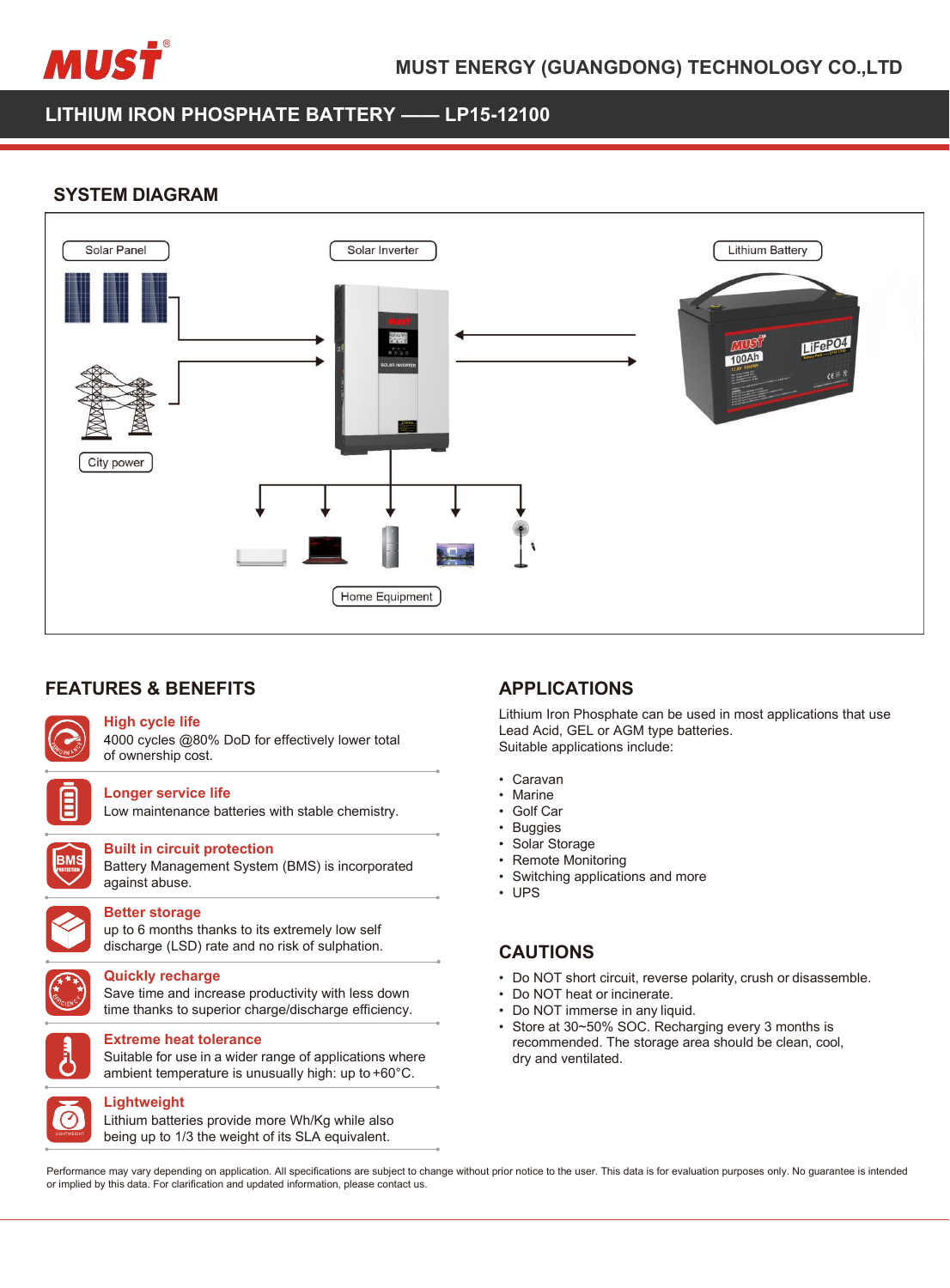MUST ENERGY (GUANGDONG) TECHNOLOGY CO.,LTD

## LITHIUM IRON PHOSPHATE BATTERY —— LP15-12100

## SYSTEM DIAGRAM

Solar Panel

Solar Inverter

Lithium Battery

City power

Home Equipment

## FEATURES & BENEFITS

**High cycle life**
4000 cycles @80% DoD for effectively lower total of ownership cost.

**Longer service life**
Low maintenance batteries with stable chemistry.

**Built in circuit protection**
Battery Management System (BMS) is incorporated against abuse.

**Better storage**
up to 6 months thanks to its extremely low self discharge (LSD) rate and no risk of sulphation.

**Quickly recharge**
Save time and increase productivity with less down time thanks to superior charge/discharge efficiency.

**Extreme heat tolerance**
Suitable for use in a wider range of applications where ambient temperature is unusually high: up to +60°C.

**Lightweight**
Lithium batteries provide more Wh/Kg while also being up to 1/3 the weight of its SLA equivalent.

## APPLICATIONS

Lithium Iron Phosphate can be used in most applications that use Lead Acid, GEL or AGM type batteries.
Suitable applications include:

- Caravan
- Marine
- Golf Car
- Buggies
- Solar Storage
- Remote Monitoring
- Switching applications and more
- UPS

## CAUTIONS

- Do NOT short circuit, reverse polarity, crush or disassemble.
- Do NOT heat or incinerate.
- Do NOT immerse in any liquid.
- Store at 30~50% SOC. Recharging every 3 months is recommended. The storage area should be clean, cool, dry and ventilated.

Performance may vary depending on application. All specifications are subject to change without prior notice to the user. This data is for evaluation purposes only. No guarantee is intended or implied by this data. For clarification and updated information, please contact us.